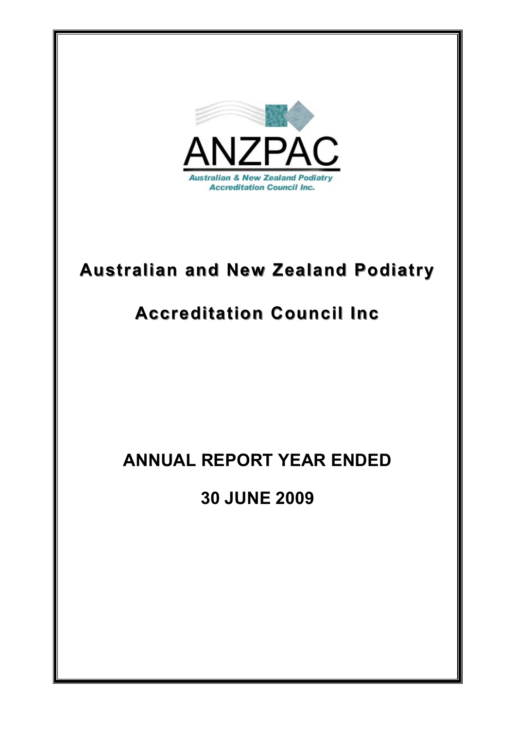ANZPAC

Australian & New Zealand Podiatry Accreditation Council Inc.

# Australian and New Zealand Podiatry Accreditation Council Inc

# ANNUAL REPORT YEAR ENDED 30 JUNE 2009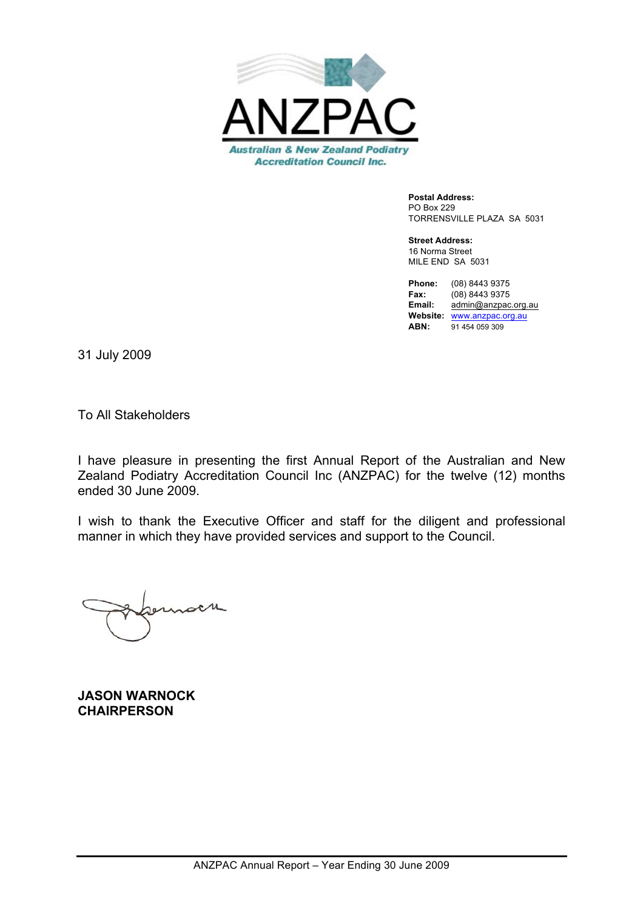ANZPAC

*Australian & New Zealand Podiatry Accreditation Council Inc.*

**Postal Address:**
PO Box 229
TORRENSVILLE PLAZA SA 5031

**Street Address:**
16 Norma Street
MILE END SA 5031

**Phone:** (08) 8443 9375
**Fax:** (08) 8443 9375
**Email:** admin@anzpac.org.au
**Website:** www.anzpac.org.au
**ABN:** 91 454 059 309

31 July 2009

To All Stakeholders

I have pleasure in presenting the first Annual Report of the Australian and New Zealand Podiatry Accreditation Council Inc (ANZPAC) for the twelve (12) months ended 30 June 2009.

I wish to thank the Executive Officer and staff for the diligent and professional manner in which they have provided services and support to the Council.

**JASON WARNOCK**
**CHAIRPERSON**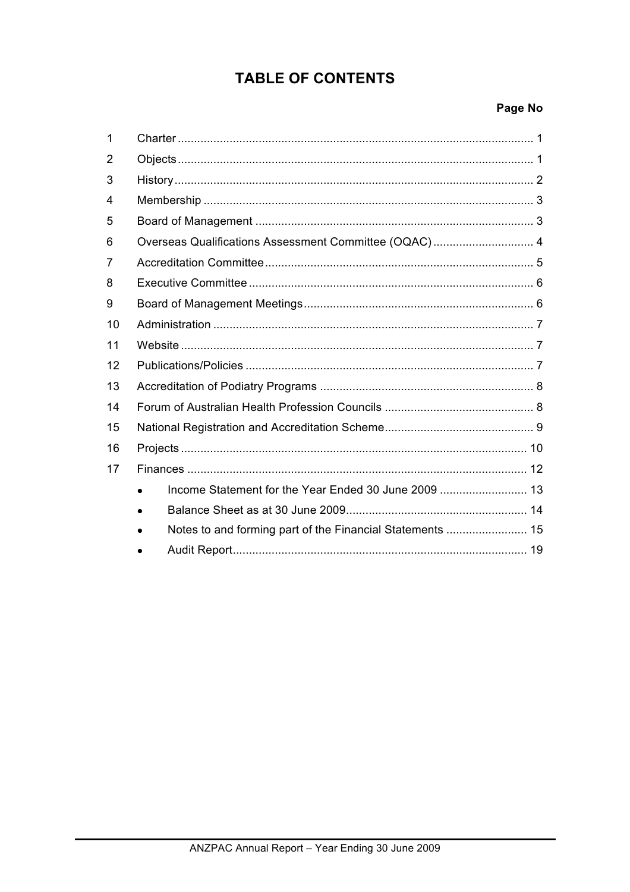# TABLE OF CONTENTS

| | | Page No |
|---|---|---|
| 1 | Charter | 1 |
| 2 | Objects | 1 |
| 3 | History | 2 |
| 4 | Membership | 3 |
| 5 | Board of Management | 3 |
| 6 | Overseas Qualifications Assessment Committee (OQAC) | 4 |
| 7 | Accreditation Committee | 5 |
| 8 | Executive Committee | 6 |
| 9 | Board of Management Meetings | 6 |
| 10 | Administration | 7 |
| 11 | Website | 7 |
| 12 | Publications/Policies | 7 |
| 13 | Accreditation of Podiatry Programs | 8 |
| 14 | Forum of Australian Health Profession Councils | 8 |
| 15 | National Registration and Accreditation Scheme | 9 |
| 16 | Projects | 10 |
| 17 | Finances | 12 |
| | • Income Statement for the Year Ended 30 June 2009 | 13 |
| | • Balance Sheet as at 30 June 2009 | 14 |
| | • Notes to and forming part of the Financial Statements | 15 |
| | • Audit Report | 19 |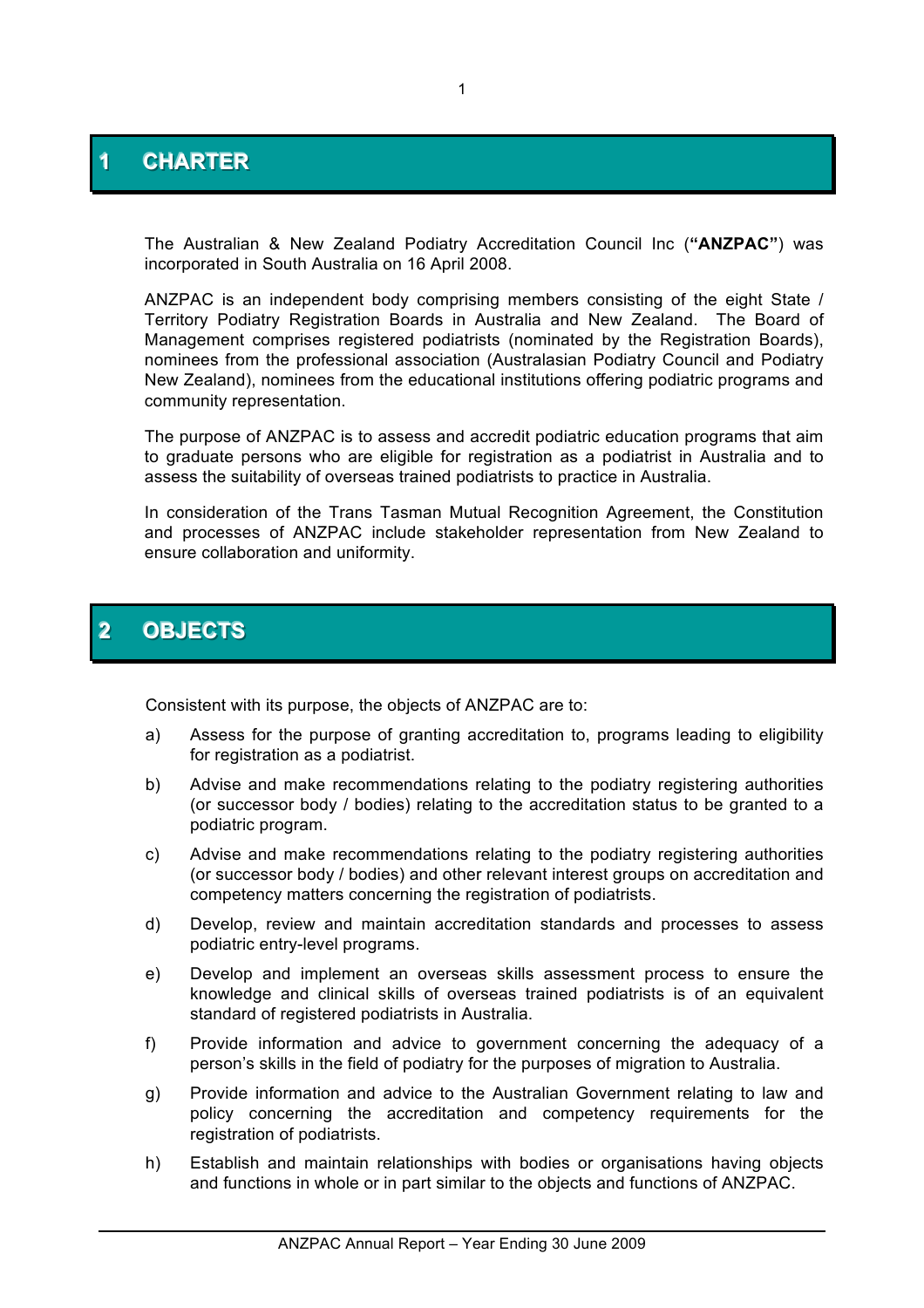# 1 CHARTER

The Australian & New Zealand Podiatry Accreditation Council Inc (**"ANZPAC"**) was incorporated in South Australia on 16 April 2008.

ANZPAC is an independent body comprising members consisting of the eight State / Territory Podiatry Registration Boards in Australia and New Zealand. The Board of Management comprises registered podiatrists (nominated by the Registration Boards), nominees from the professional association (Australasian Podiatry Council and Podiatry New Zealand), nominees from the educational institutions offering podiatric programs and community representation.

The purpose of ANZPAC is to assess and accredit podiatric education programs that aim to graduate persons who are eligible for registration as a podiatrist in Australia and to assess the suitability of overseas trained podiatrists to practice in Australia.

In consideration of the Trans Tasman Mutual Recognition Agreement, the Constitution and processes of ANZPAC include stakeholder representation from New Zealand to ensure collaboration and uniformity.

# 2 OBJECTS

Consistent with its purpose, the objects of ANZPAC are to:

a) Assess for the purpose of granting accreditation to, programs leading to eligibility for registration as a podiatrist.

b) Advise and make recommendations relating to the podiatry registering authorities (or successor body / bodies) relating to the accreditation status to be granted to a podiatric program.

c) Advise and make recommendations relating to the podiatry registering authorities (or successor body / bodies) and other relevant interest groups on accreditation and competency matters concerning the registration of podiatrists.

d) Develop, review and maintain accreditation standards and processes to assess podiatric entry-level programs.

e) Develop and implement an overseas skills assessment process to ensure the knowledge and clinical skills of overseas trained podiatrists is of an equivalent standard of registered podiatrists in Australia.

f) Provide information and advice to government concerning the adequacy of a person's skills in the field of podiatry for the purposes of migration to Australia.

g) Provide information and advice to the Australian Government relating to law and policy concerning the accreditation and competency requirements for the registration of podiatrists.

h) Establish and maintain relationships with bodies or organisations having objects and functions in whole or in part similar to the objects and functions of ANZPAC.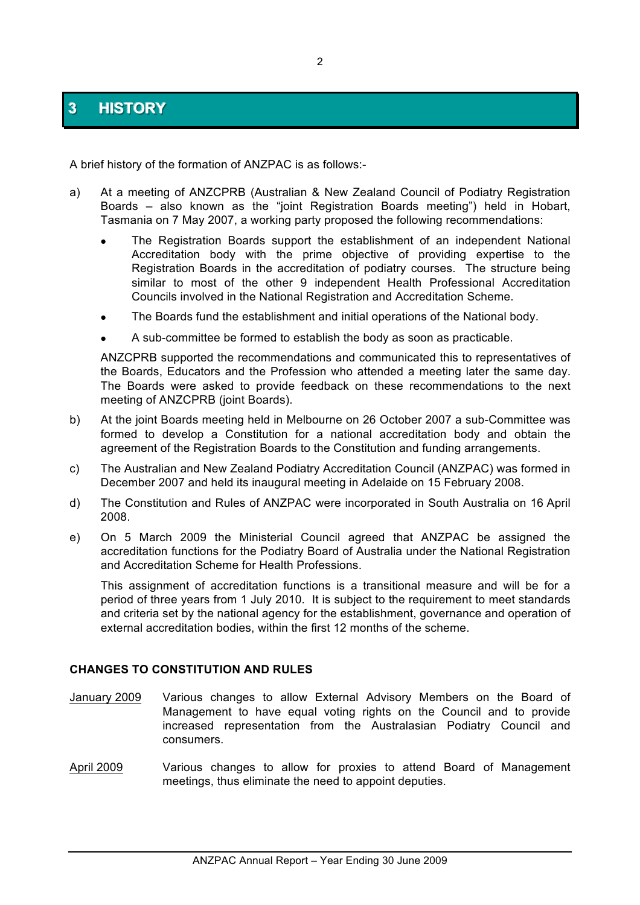# 3 HISTORY

A brief history of the formation of ANZPAC is as follows:-

a) At a meeting of ANZCPRB (Australian & New Zealand Council of Podiatry Registration Boards – also known as the "joint Registration Boards meeting") held in Hobart, Tasmania on 7 May 2007, a working party proposed the following recommendations:

- The Registration Boards support the establishment of an independent National Accreditation body with the prime objective of providing expertise to the Registration Boards in the accreditation of podiatry courses. The structure being similar to most of the other 9 independent Health Professional Accreditation Councils involved in the National Registration and Accreditation Scheme.
- The Boards fund the establishment and initial operations of the National body.
- A sub-committee be formed to establish the body as soon as practicable.

ANZCPRB supported the recommendations and communicated this to representatives of the Boards, Educators and the Profession who attended a meeting later the same day. The Boards were asked to provide feedback on these recommendations to the next meeting of ANZCPRB (joint Boards).

b) At the joint Boards meeting held in Melbourne on 26 October 2007 a sub-Committee was formed to develop a Constitution for a national accreditation body and obtain the agreement of the Registration Boards to the Constitution and funding arrangements.

c) The Australian and New Zealand Podiatry Accreditation Council (ANZPAC) was formed in December 2007 and held its inaugural meeting in Adelaide on 15 February 2008.

d) The Constitution and Rules of ANZPAC were incorporated in South Australia on 16 April 2008.

e) On 5 March 2009 the Ministerial Council agreed that ANZPAC be assigned the accreditation functions for the Podiatry Board of Australia under the National Registration and Accreditation Scheme for Health Professions.

This assignment of accreditation functions is a transitional measure and will be for a period of three years from 1 July 2010. It is subject to the requirement to meet standards and criteria set by the national agency for the establishment, governance and operation of external accreditation bodies, within the first 12 months of the scheme.

**CHANGES TO CONSTITUTION AND RULES**

January 2009 — Various changes to allow External Advisory Members on the Board of Management to have equal voting rights on the Council and to provide increased representation from the Australasian Podiatry Council and consumers.

April 2009 — Various changes to allow for proxies to attend Board of Management meetings, thus eliminate the need to appoint deputies.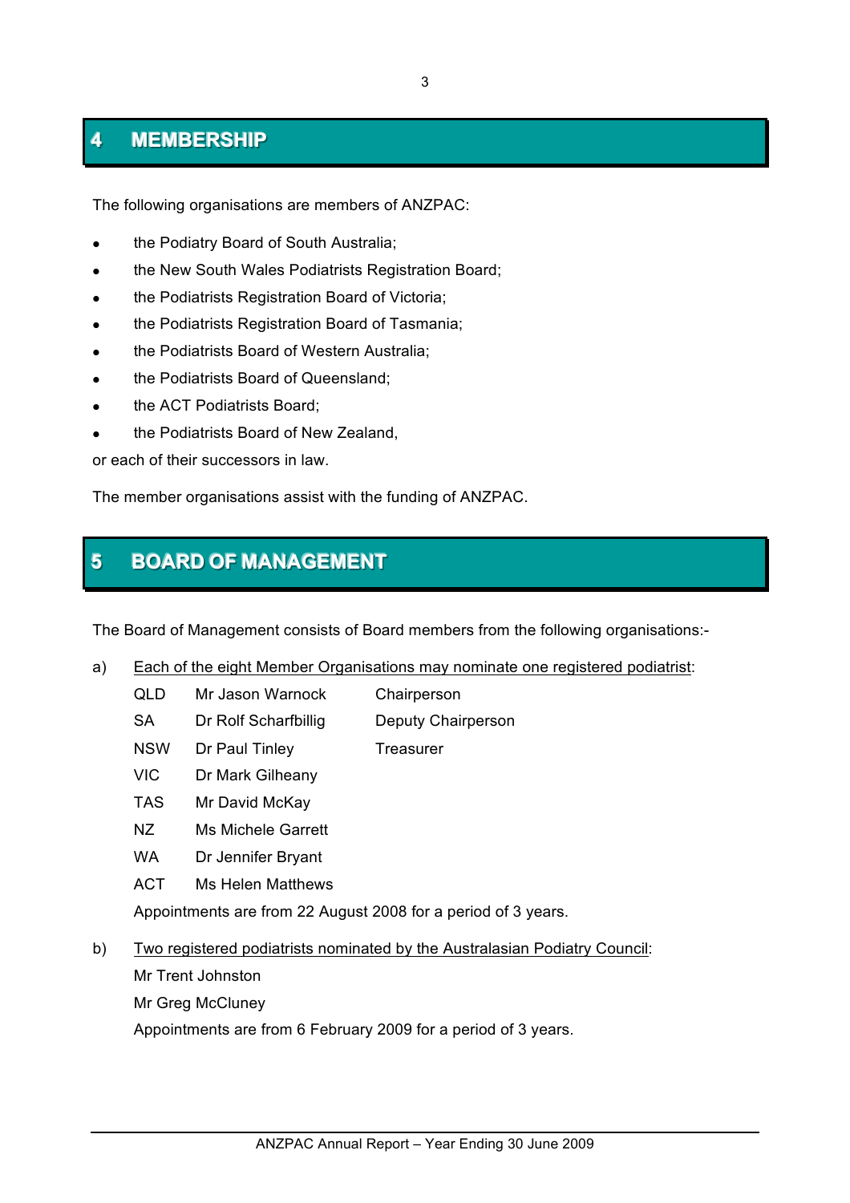## 4 MEMBERSHIP

The following organisations are members of ANZPAC:

- the Podiatry Board of South Australia;
- the New South Wales Podiatrists Registration Board;
- the Podiatrists Registration Board of Victoria;
- the Podiatrists Registration Board of Tasmania;
- the Podiatrists Board of Western Australia;
- the Podiatrists Board of Queensland;
- the ACT Podiatrists Board;
- the Podiatrists Board of New Zealand,

or each of their successors in law.

The member organisations assist with the funding of ANZPAC.

## 5 BOARD OF MANAGEMENT

The Board of Management consists of Board members from the following organisations:-

a) Each of the eight Member Organisations may nominate one registered podiatrist:

| | | |
|---|---|---|
| QLD | Mr Jason Warnock | Chairperson |
| SA | Dr Rolf Scharfbillig | Deputy Chairperson |
| NSW | Dr Paul Tinley | Treasurer |
| VIC | Dr Mark Gilheany | |
| TAS | Mr David McKay | |
| NZ | Ms Michele Garrett | |
| WA | Dr Jennifer Bryant | |
| ACT | Ms Helen Matthews | |

Appointments are from 22 August 2008 for a period of 3 years.

b) Two registered podiatrists nominated by the Australasian Podiatry Council:

Mr Trent Johnston

Mr Greg McCluney

Appointments are from 6 February 2009 for a period of 3 years.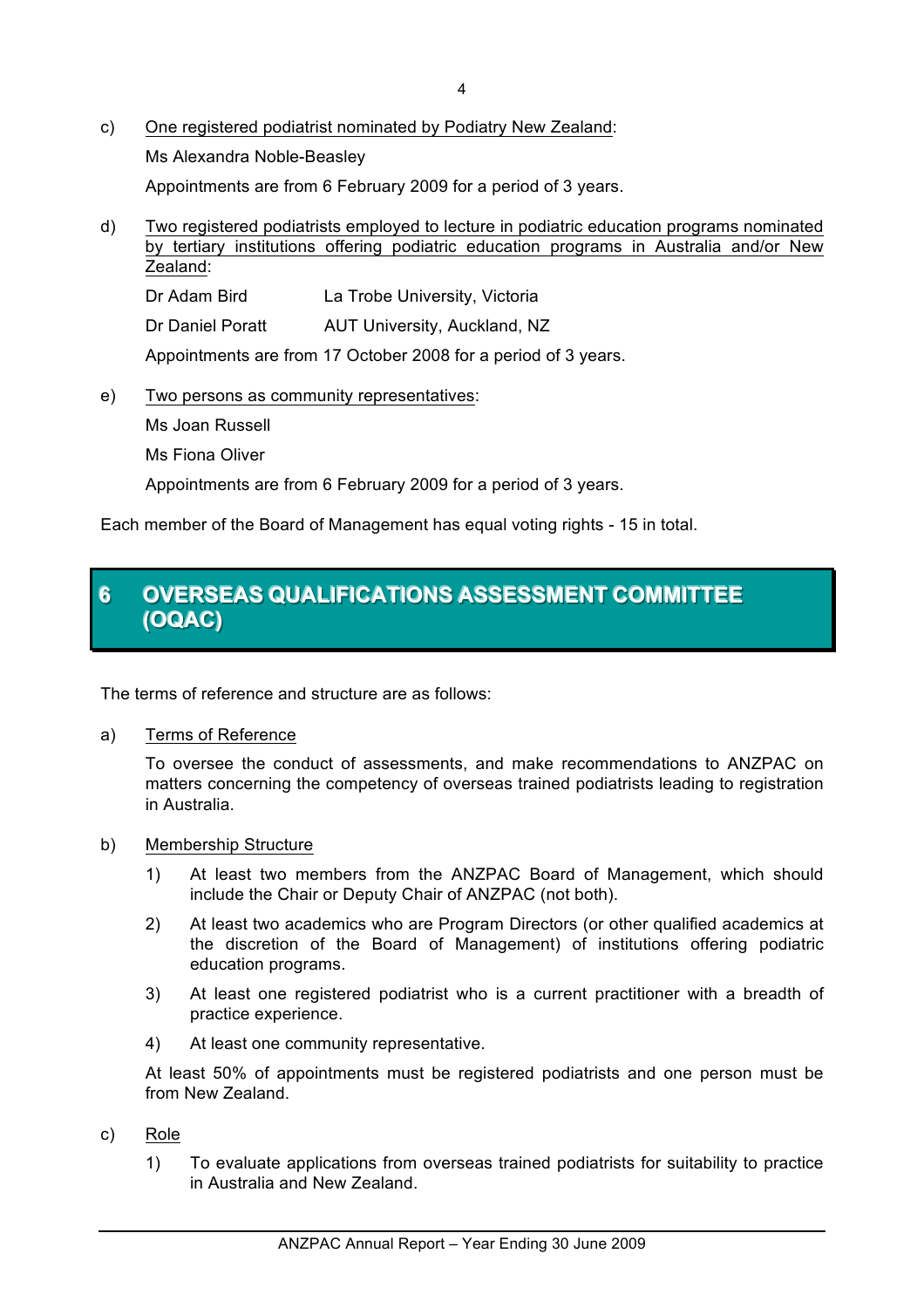c) <u>One registered podiatrist nominated by Podiatry New Zealand</u>:

Ms Alexandra Noble-Beasley

Appointments are from 6 February 2009 for a period of 3 years.

d) <u>Two registered podiatrists employed to lecture in podiatric education programs nominated by tertiary institutions offering podiatric education programs in Australia and/or New Zealand</u>:

| | |
|---|---|
| Dr Adam Bird | La Trobe University, Victoria |
| Dr Daniel Poratt | AUT University, Auckland, NZ |

Appointments are from 17 October 2008 for a period of 3 years.

e) <u>Two persons as community representatives</u>:

Ms Joan Russell

Ms Fiona Oliver

Appointments are from 6 February 2009 for a period of 3 years.

Each member of the Board of Management has equal voting rights - 15 in total.

# 6 OVERSEAS QUALIFICATIONS ASSESSMENT COMMITTEE (OQAC)

The terms of reference and structure are as follows:

a) <u>Terms of Reference</u>

To oversee the conduct of assessments, and make recommendations to ANZPAC on matters concerning the competency of overseas trained podiatrists leading to registration in Australia.

b) <u>Membership Structure</u>

1) At least two members from the ANZPAC Board of Management, which should include the Chair or Deputy Chair of ANZPAC (not both).

2) At least two academics who are Program Directors (or other qualified academics at the discretion of the Board of Management) of institutions offering podiatric education programs.

3) At least one registered podiatrist who is a current practitioner with a breadth of practice experience.

4) At least one community representative.

At least 50% of appointments must be registered podiatrists and one person must be from New Zealand.

c) <u>Role</u>

1) To evaluate applications from overseas trained podiatrists for suitability to practice in Australia and New Zealand.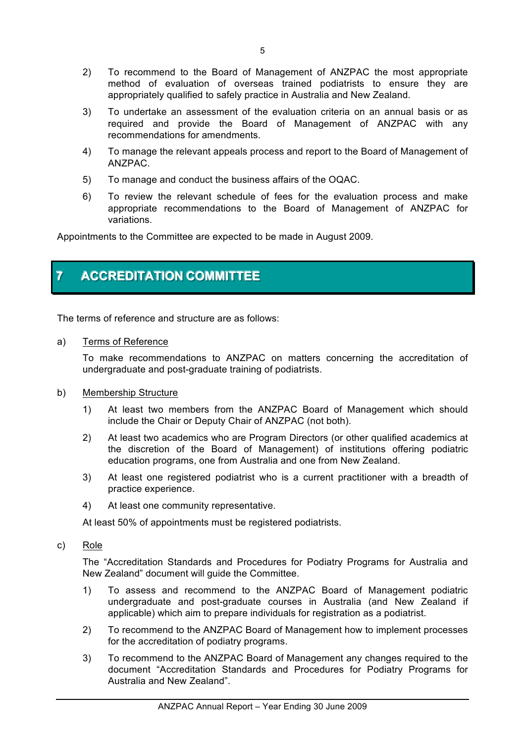2) To recommend to the Board of Management of ANZPAC the most appropriate method of evaluation of overseas trained podiatrists to ensure they are appropriately qualified to safely practice in Australia and New Zealand.

3) To undertake an assessment of the evaluation criteria on an annual basis or as required and provide the Board of Management of ANZPAC with any recommendations for amendments.

4) To manage the relevant appeals process and report to the Board of Management of ANZPAC.

5) To manage and conduct the business affairs of the OQAC.

6) To review the relevant schedule of fees for the evaluation process and make appropriate recommendations to the Board of Management of ANZPAC for variations.

Appointments to the Committee are expected to be made in August 2009.

# 7 ACCREDITATION COMMITTEE

The terms of reference and structure are as follows:

a) Terms of Reference

To make recommendations to ANZPAC on matters concerning the accreditation of undergraduate and post-graduate training of podiatrists.

b) Membership Structure

1) At least two members from the ANZPAC Board of Management which should include the Chair or Deputy Chair of ANZPAC (not both).

2) At least two academics who are Program Directors (or other qualified academics at the discretion of the Board of Management) of institutions offering podiatric education programs, one from Australia and one from New Zealand.

3) At least one registered podiatrist who is a current practitioner with a breadth of practice experience.

4) At least one community representative.

At least 50% of appointments must be registered podiatrists.

c) Role

The "Accreditation Standards and Procedures for Podiatry Programs for Australia and New Zealand" document will guide the Committee.

1) To assess and recommend to the ANZPAC Board of Management podiatric undergraduate and post-graduate courses in Australia (and New Zealand if applicable) which aim to prepare individuals for registration as a podiatrist.

2) To recommend to the ANZPAC Board of Management how to implement processes for the accreditation of podiatry programs.

3) To recommend to the ANZPAC Board of Management any changes required to the document "Accreditation Standards and Procedures for Podiatry Programs for Australia and New Zealand".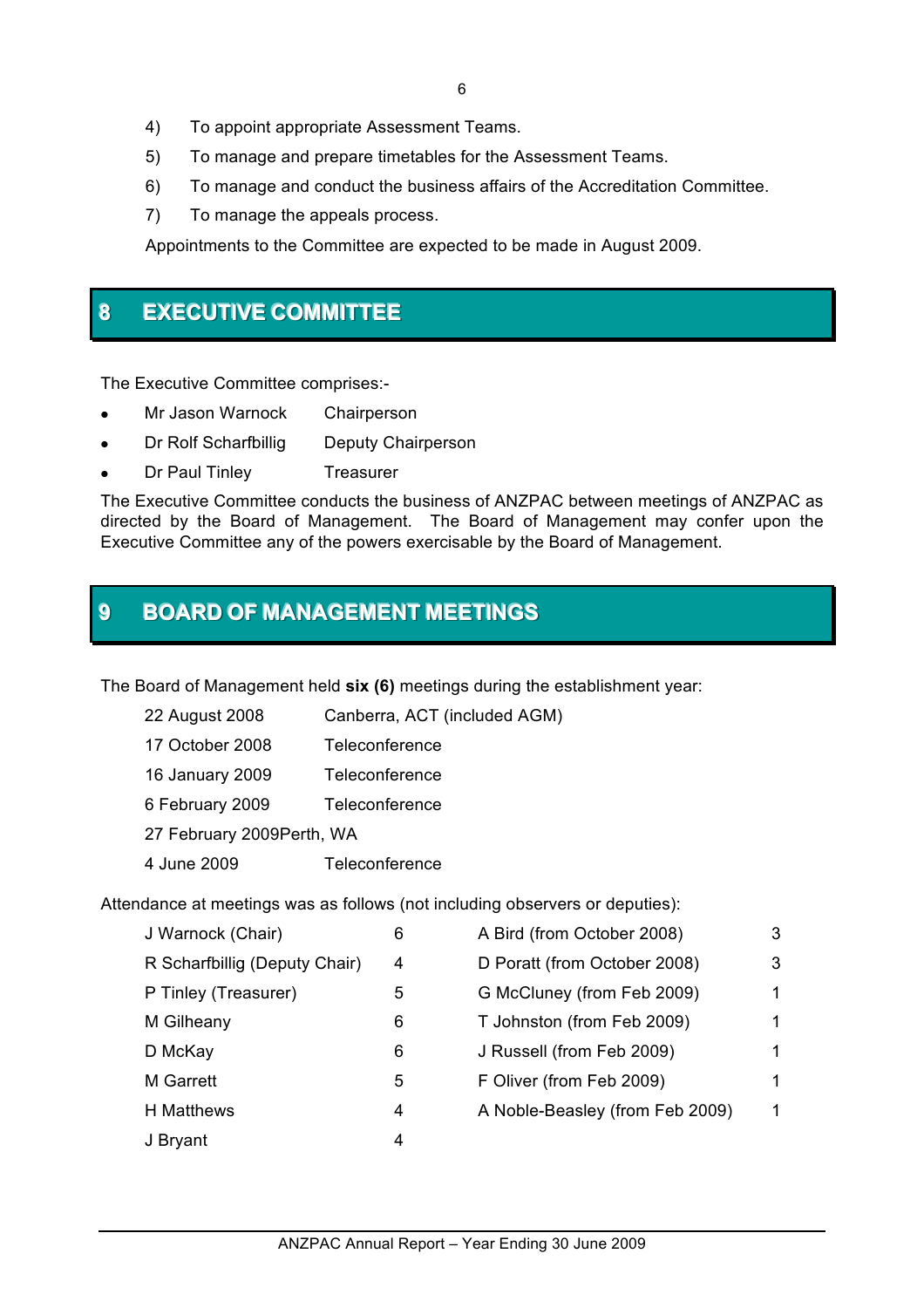4) To appoint appropriate Assessment Teams.

5) To manage and prepare timetables for the Assessment Teams.

6) To manage and conduct the business affairs of the Accreditation Committee.

7) To manage the appeals process.

Appointments to the Committee are expected to be made in August 2009.

## 8 EXECUTIVE COMMITTEE

The Executive Committee comprises:-

- Mr Jason Warnock — Chairperson
- Dr Rolf Scharfbillig — Deputy Chairperson
- Dr Paul Tinley — Treasurer

The Executive Committee conducts the business of ANZPAC between meetings of ANZPAC as directed by the Board of Management. The Board of Management may confer upon the Executive Committee any of the powers exercisable by the Board of Management.

## 9 BOARD OF MANAGEMENT MEETINGS

The Board of Management held **six (6)** meetings during the establishment year:

| | |
|---|---|
| 22 August 2008 | Canberra, ACT (included AGM) |
| 17 October 2008 | Teleconference |
| 16 January 2009 | Teleconference |
| 6 February 2009 | Teleconference |
| 27 February 2009 | Perth, WA |
| 4 June 2009 | Teleconference |

Attendance at meetings was as follows (not including observers or deputies):

| | | | |
|---|---|---|---|
| J Warnock (Chair) | 6 | A Bird (from October 2008) | 3 |
| R Scharfbillig (Deputy Chair) | 4 | D Poratt (from October 2008) | 3 |
| P Tinley (Treasurer) | 5 | G McCluney (from Feb 2009) | 1 |
| M Gilheany | 6 | T Johnston (from Feb 2009) | 1 |
| D McKay | 6 | J Russell (from Feb 2009) | 1 |
| M Garrett | 5 | F Oliver (from Feb 2009) | 1 |
| H Matthews | 4 | A Noble-Beasley (from Feb 2009) | 1 |
| J Bryant | 4 | | |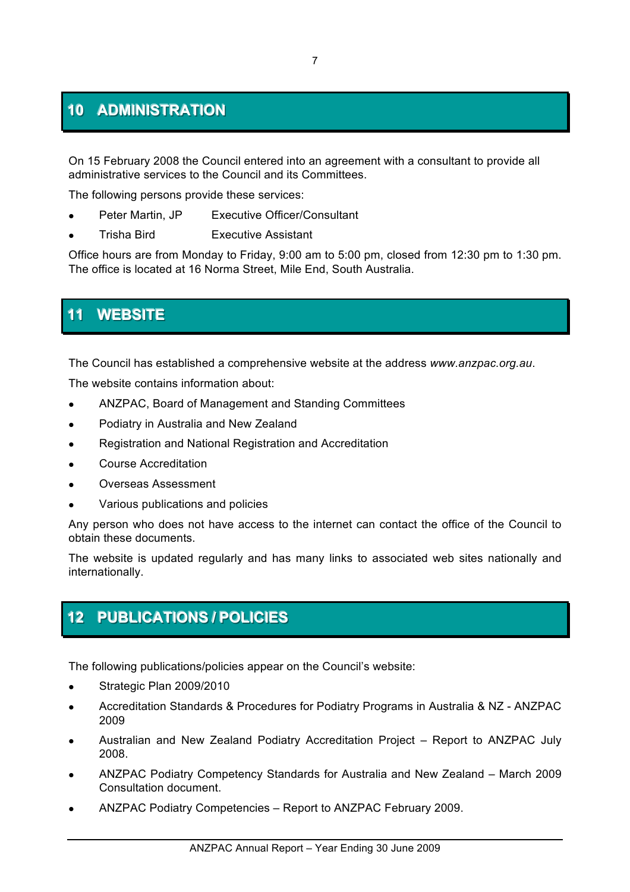## 10 ADMINISTRATION

On 15 February 2008 the Council entered into an agreement with a consultant to provide all administrative services to the Council and its Committees.

The following persons provide these services:

- Peter Martin, JP — Executive Officer/Consultant
- Trisha Bird — Executive Assistant

Office hours are from Monday to Friday, 9:00 am to 5:00 pm, closed from 12:30 pm to 1:30 pm. The office is located at 16 Norma Street, Mile End, South Australia.

## 11 WEBSITE

The Council has established a comprehensive website at the address *www.anzpac.org.au*.

The website contains information about:

- ANZPAC, Board of Management and Standing Committees
- Podiatry in Australia and New Zealand
- Registration and National Registration and Accreditation
- Course Accreditation
- Overseas Assessment
- Various publications and policies

Any person who does not have access to the internet can contact the office of the Council to obtain these documents.

The website is updated regularly and has many links to associated web sites nationally and internationally.

## 12 PUBLICATIONS / POLICIES

The following publications/policies appear on the Council's website:

- Strategic Plan 2009/2010
- Accreditation Standards & Procedures for Podiatry Programs in Australia & NZ - ANZPAC 2009
- Australian and New Zealand Podiatry Accreditation Project – Report to ANZPAC July 2008.
- ANZPAC Podiatry Competency Standards for Australia and New Zealand – March 2009 Consultation document.
- ANZPAC Podiatry Competencies – Report to ANZPAC February 2009.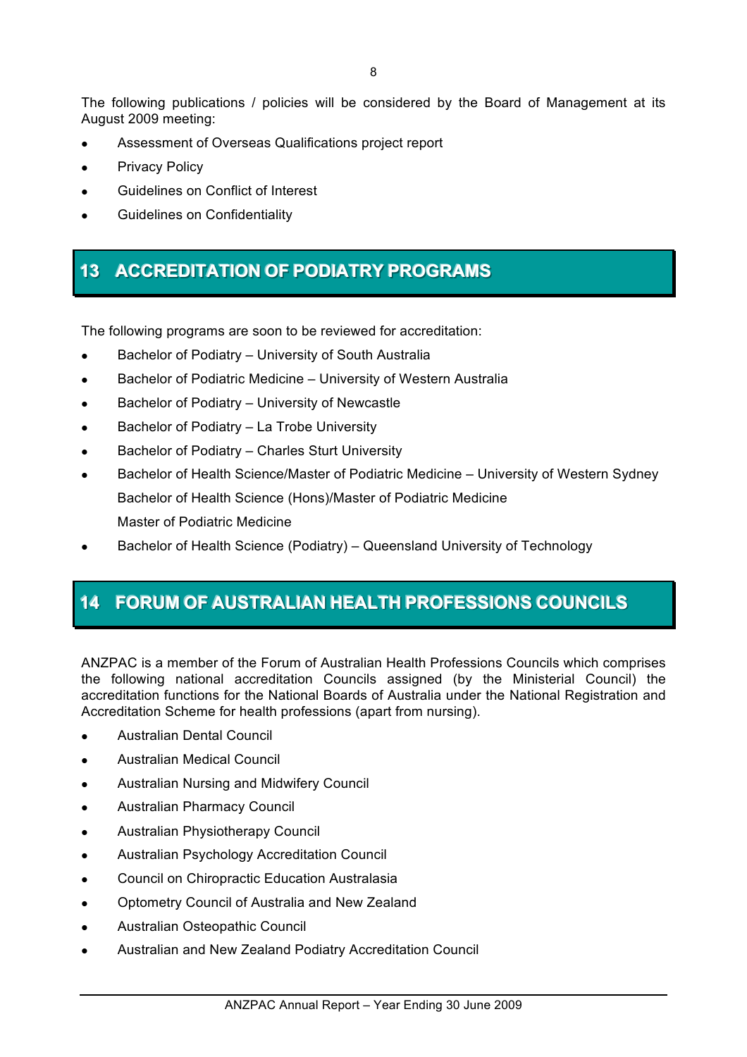The following publications / policies will be considered by the Board of Management at its August 2009 meeting:

- Assessment of Overseas Qualifications project report
- Privacy Policy
- Guidelines on Conflict of Interest
- Guidelines on Confidentiality

## 13 ACCREDITATION OF PODIATRY PROGRAMS

The following programs are soon to be reviewed for accreditation:

- Bachelor of Podiatry – University of South Australia
- Bachelor of Podiatric Medicine – University of Western Australia
- Bachelor of Podiatry – University of Newcastle
- Bachelor of Podiatry – La Trobe University
- Bachelor of Podiatry – Charles Sturt University
- Bachelor of Health Science/Master of Podiatric Medicine – University of Western Sydney
  Bachelor of Health Science (Hons)/Master of Podiatric Medicine
  Master of Podiatric Medicine
- Bachelor of Health Science (Podiatry) – Queensland University of Technology

## 14 FORUM OF AUSTRALIAN HEALTH PROFESSIONS COUNCILS

ANZPAC is a member of the Forum of Australian Health Professions Councils which comprises the following national accreditation Councils assigned (by the Ministerial Council) the accreditation functions for the National Boards of Australia under the National Registration and Accreditation Scheme for health professions (apart from nursing).

- Australian Dental Council
- Australian Medical Council
- Australian Nursing and Midwifery Council
- Australian Pharmacy Council
- Australian Physiotherapy Council
- Australian Psychology Accreditation Council
- Council on Chiropractic Education Australasia
- Optometry Council of Australia and New Zealand
- Australian Osteopathic Council
- Australian and New Zealand Podiatry Accreditation Council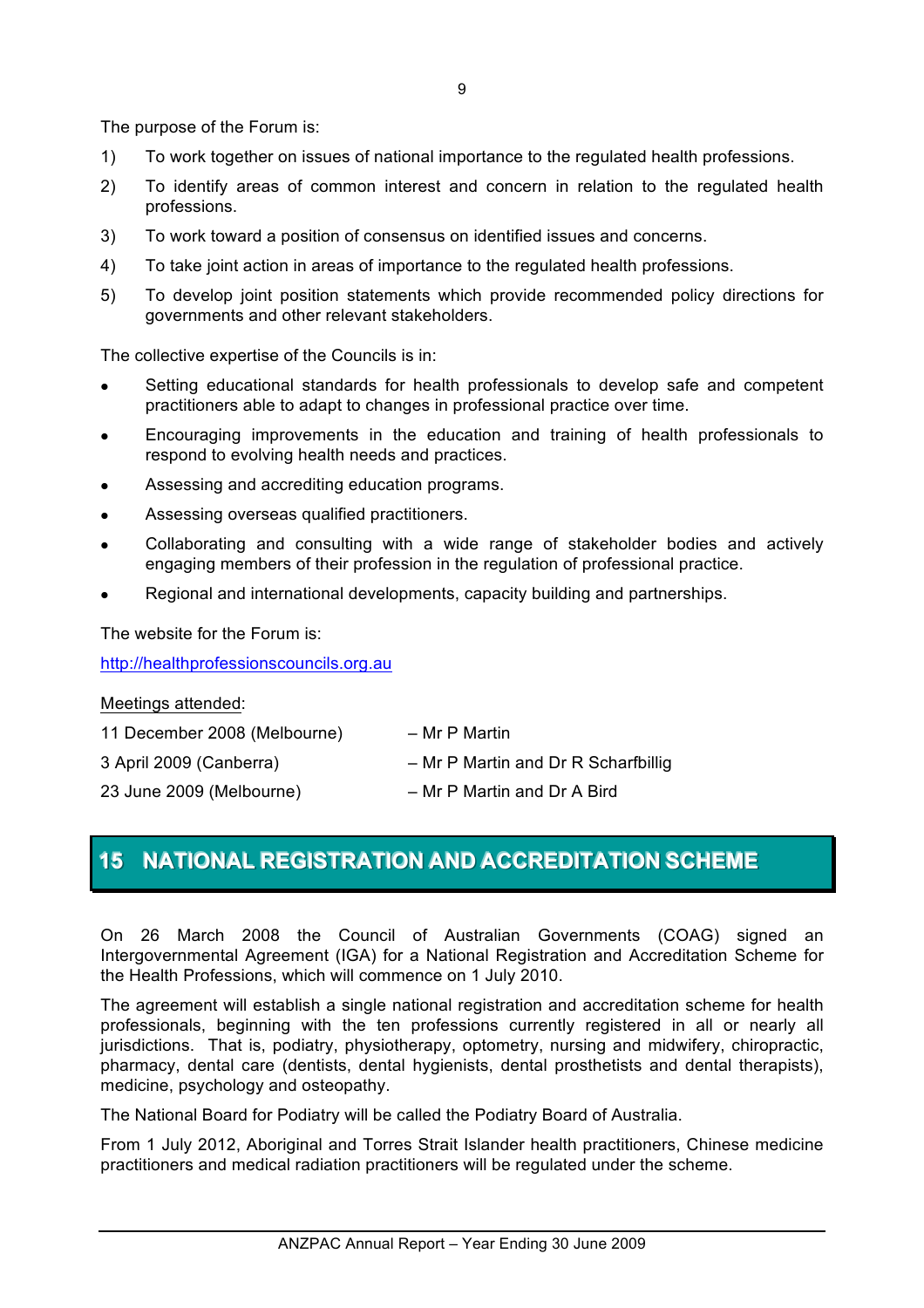The purpose of the Forum is:

1) To work together on issues of national importance to the regulated health professions.
2) To identify areas of common interest and concern in relation to the regulated health professions.
3) To work toward a position of consensus on identified issues and concerns.
4) To take joint action in areas of importance to the regulated health professions.
5) To develop joint position statements which provide recommended policy directions for governments and other relevant stakeholders.

The collective expertise of the Councils is in:

- Setting educational standards for health professionals to develop safe and competent practitioners able to adapt to changes in professional practice over time.
- Encouraging improvements in the education and training of health professionals to respond to evolving health needs and practices.
- Assessing and accrediting education programs.
- Assessing overseas qualified practitioners.
- Collaborating and consulting with a wide range of stakeholder bodies and actively engaging members of their profession in the regulation of professional practice.
- Regional and international developments, capacity building and partnerships.

The website for the Forum is:

http://healthprofessionscouncils.org.au

Meetings attended:

| | |
|---|---|
| 11 December 2008 (Melbourne) | – Mr P Martin |
| 3 April 2009 (Canberra) | – Mr P Martin and Dr R Scharfbillig |
| 23 June 2009 (Melbourne) | – Mr P Martin and Dr A Bird |

# 15 NATIONAL REGISTRATION AND ACCREDITATION SCHEME

On 26 March 2008 the Council of Australian Governments (COAG) signed an Intergovernmental Agreement (IGA) for a National Registration and Accreditation Scheme for the Health Professions, which will commence on 1 July 2010.

The agreement will establish a single national registration and accreditation scheme for health professionals, beginning with the ten professions currently registered in all or nearly all jurisdictions. That is, podiatry, physiotherapy, optometry, nursing and midwifery, chiropractic, pharmacy, dental care (dentists, dental hygienists, dental prosthetists and dental therapists), medicine, psychology and osteopathy.

The National Board for Podiatry will be called the Podiatry Board of Australia.

From 1 July 2012, Aboriginal and Torres Strait Islander health practitioners, Chinese medicine practitioners and medical radiation practitioners will be regulated under the scheme.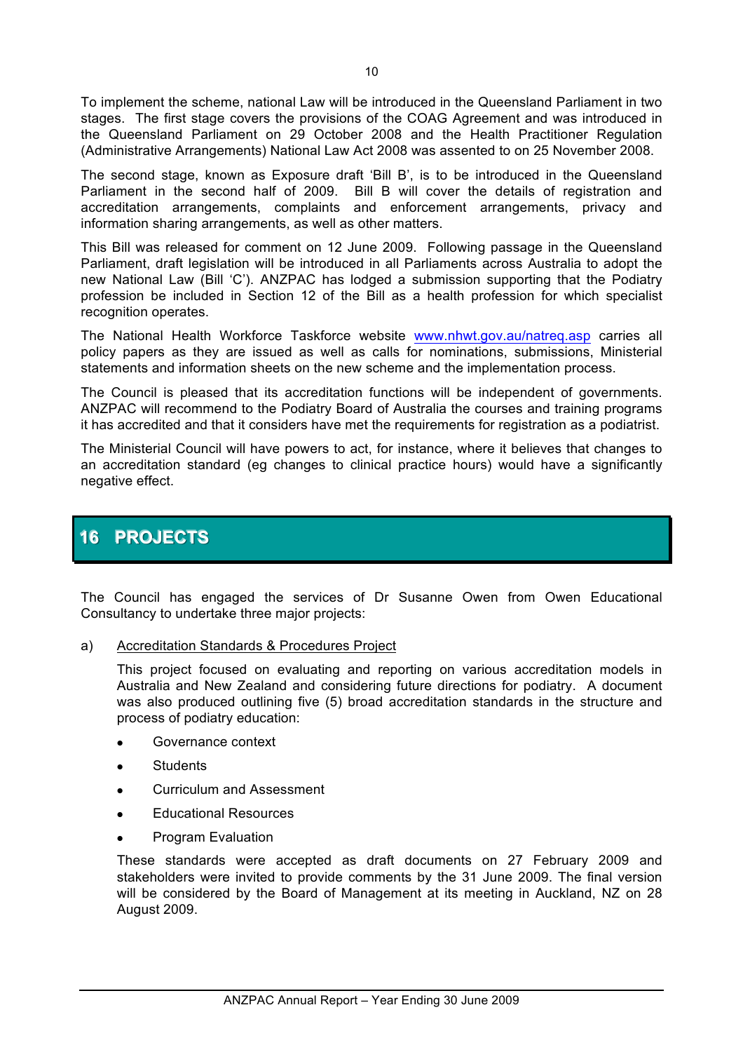To implement the scheme, national Law will be introduced in the Queensland Parliament in two stages. The first stage covers the provisions of the COAG Agreement and was introduced in the Queensland Parliament on 29 October 2008 and the Health Practitioner Regulation (Administrative Arrangements) National Law Act 2008 was assented to on 25 November 2008.

The second stage, known as Exposure draft 'Bill B', is to be introduced in the Queensland Parliament in the second half of 2009. Bill B will cover the details of registration and accreditation arrangements, complaints and enforcement arrangements, privacy and information sharing arrangements, as well as other matters.

This Bill was released for comment on 12 June 2009. Following passage in the Queensland Parliament, draft legislation will be introduced in all Parliaments across Australia to adopt the new National Law (Bill 'C'). ANZPAC has lodged a submission supporting that the Podiatry profession be included in Section 12 of the Bill as a health profession for which specialist recognition operates.

The National Health Workforce Taskforce website www.nhwt.gov.au/natreq.asp carries all policy papers as they are issued as well as calls for nominations, submissions, Ministerial statements and information sheets on the new scheme and the implementation process.

The Council is pleased that its accreditation functions will be independent of governments. ANZPAC will recommend to the Podiatry Board of Australia the courses and training programs it has accredited and that it considers have met the requirements for registration as a podiatrist.

The Ministerial Council will have powers to act, for instance, where it believes that changes to an accreditation standard (eg changes to clinical practice hours) would have a significantly negative effect.

# 16 PROJECTS

The Council has engaged the services of Dr Susanne Owen from Owen Educational Consultancy to undertake three major projects:

a) Accreditation Standards & Procedures Project

This project focused on evaluating and reporting on various accreditation models in Australia and New Zealand and considering future directions for podiatry. A document was also produced outlining five (5) broad accreditation standards in the structure and process of podiatry education:

- Governance context
- Students
- Curriculum and Assessment
- Educational Resources
- Program Evaluation

These standards were accepted as draft documents on 27 February 2009 and stakeholders were invited to provide comments by the 31 June 2009. The final version will be considered by the Board of Management at its meeting in Auckland, NZ on 28 August 2009.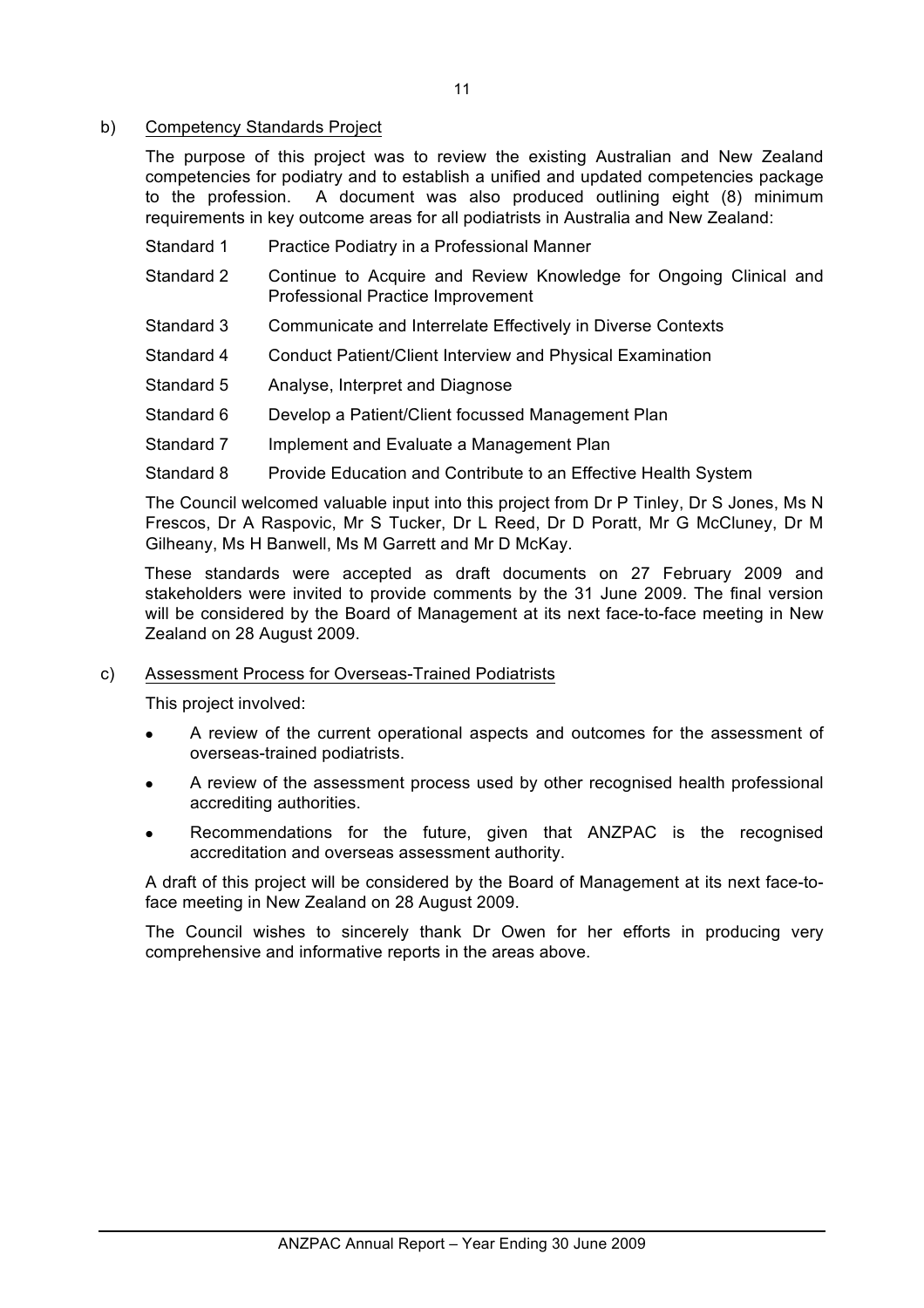b) <u>Competency Standards Project</u>

The purpose of this project was to review the existing Australian and New Zealand competencies for podiatry and to establish a unified and updated competencies package to the profession. A document was also produced outlining eight (8) minimum requirements in key outcome areas for all podiatrists in Australia and New Zealand:

| | |
|---|---|
| Standard 1 | Practice Podiatry in a Professional Manner |
| Standard 2 | Continue to Acquire and Review Knowledge for Ongoing Clinical and Professional Practice Improvement |
| Standard 3 | Communicate and Interrelate Effectively in Diverse Contexts |
| Standard 4 | Conduct Patient/Client Interview and Physical Examination |
| Standard 5 | Analyse, Interpret and Diagnose |
| Standard 6 | Develop a Patient/Client focussed Management Plan |
| Standard 7 | Implement and Evaluate a Management Plan |
| Standard 8 | Provide Education and Contribute to an Effective Health System |

The Council welcomed valuable input into this project from Dr P Tinley, Dr S Jones, Ms N Frescos, Dr A Raspovic, Mr S Tucker, Dr L Reed, Dr D Poratt, Mr G McCluney, Dr M Gilheany, Ms H Banwell, Ms M Garrett and Mr D McKay.

These standards were accepted as draft documents on 27 February 2009 and stakeholders were invited to provide comments by the 31 June 2009. The final version will be considered by the Board of Management at its next face-to-face meeting in New Zealand on 28 August 2009.

c) <u>Assessment Process for Overseas-Trained Podiatrists</u>

This project involved:

- A review of the current operational aspects and outcomes for the assessment of overseas-trained podiatrists.
- A review of the assessment process used by other recognised health professional accrediting authorities.
- Recommendations for the future, given that ANZPAC is the recognised accreditation and overseas assessment authority.

A draft of this project will be considered by the Board of Management at its next face-to-face meeting in New Zealand on 28 August 2009.

The Council wishes to sincerely thank Dr Owen for her efforts in producing very comprehensive and informative reports in the areas above.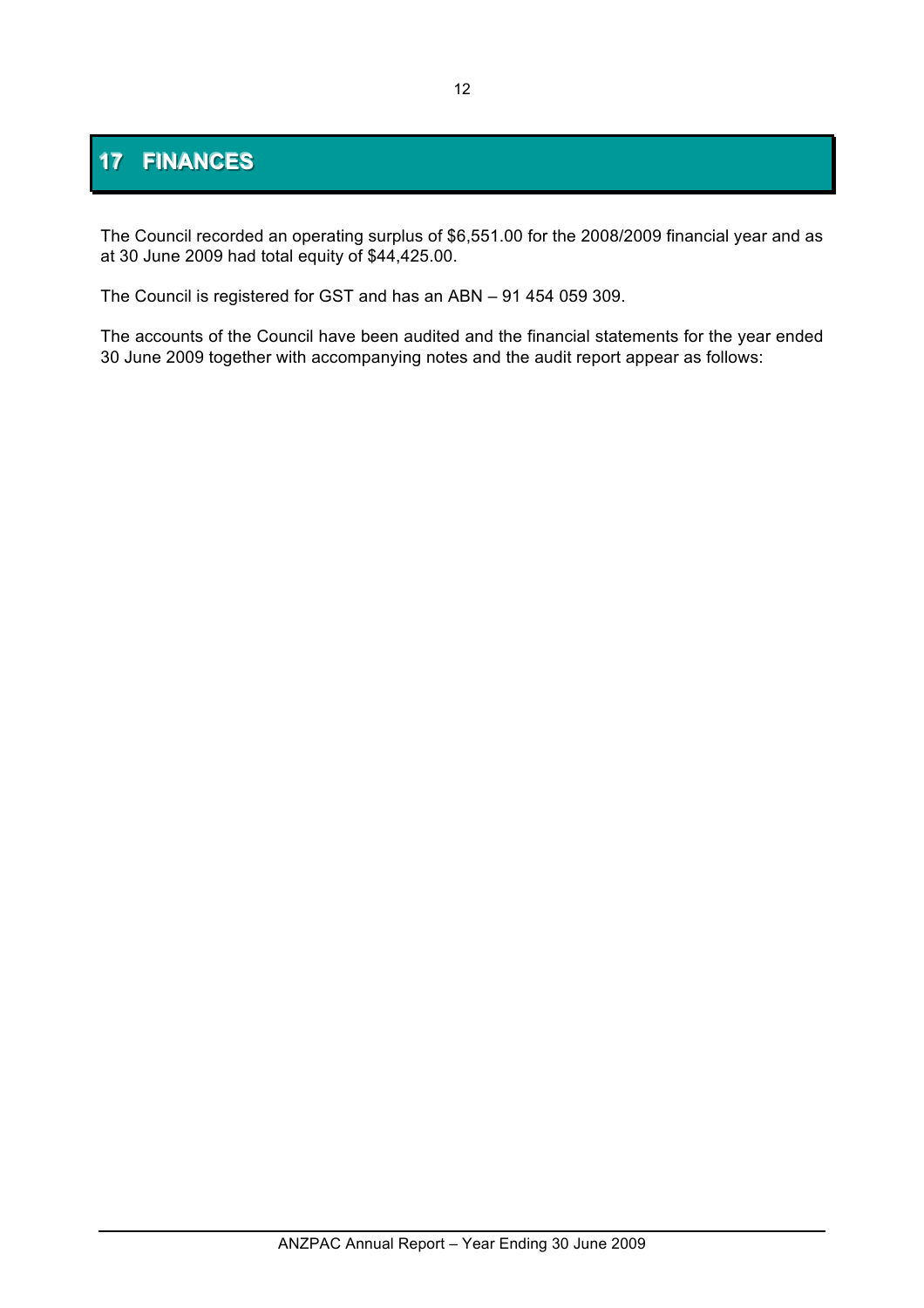# 17 FINANCES

The Council recorded an operating surplus of $6,551.00 for the 2008/2009 financial year and as at 30 June 2009 had total equity of $44,425.00.

The Council is registered for GST and has an ABN – 91 454 059 309.

The accounts of the Council have been audited and the financial statements for the year ended 30 June 2009 together with accompanying notes and the audit report appear as follows: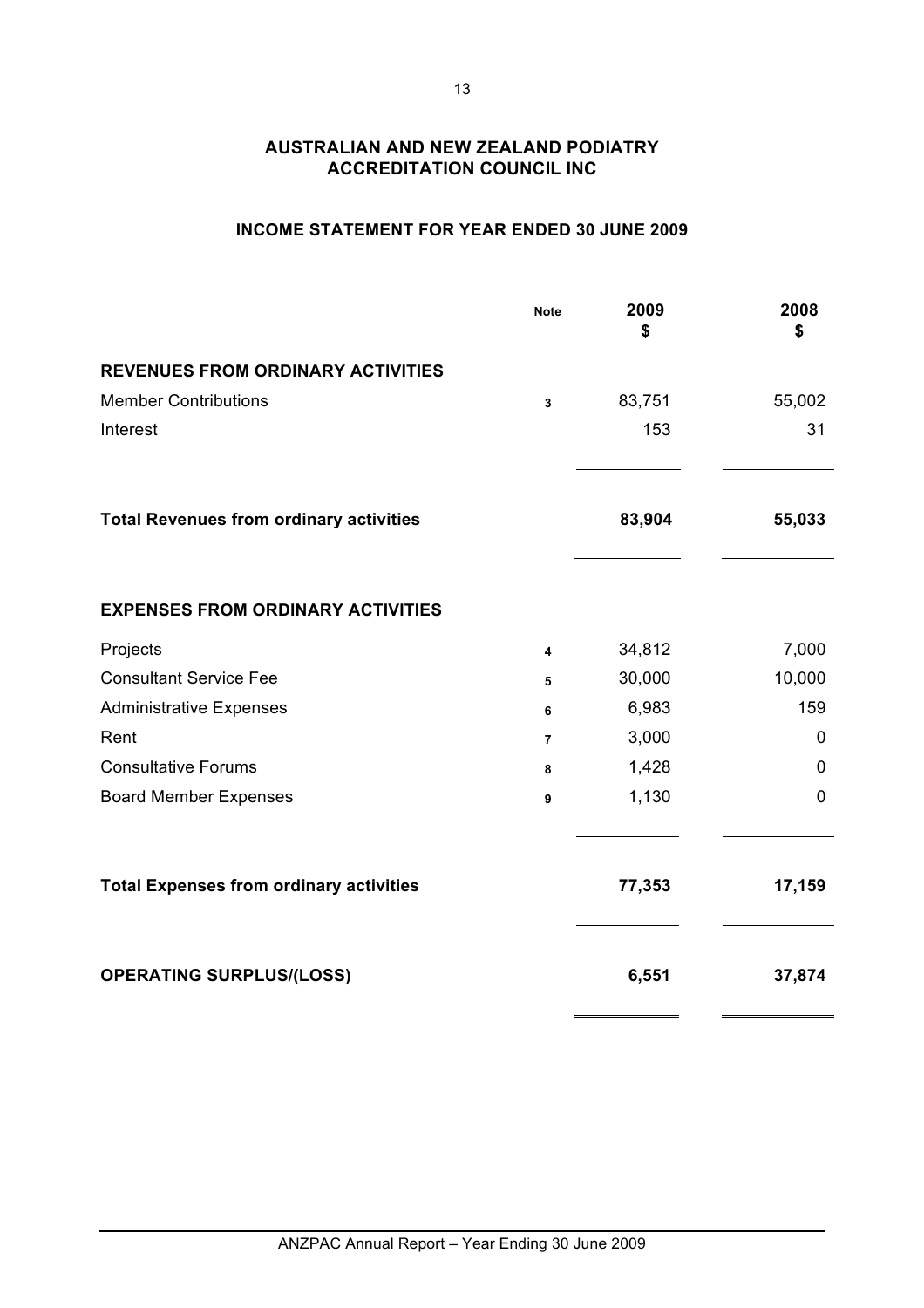# AUSTRALIAN AND NEW ZEALAND PODIATRY ACCREDITATION COUNCIL INC

## INCOME STATEMENT FOR YEAR ENDED 30 JUNE 2009

| | Note | 2009 $ | 2008 $ |
|---|---|---|---|
| **REVENUES FROM ORDINARY ACTIVITIES** | | | |
| Member Contributions | 3 | 83,751 | 55,002 |
| Interest | | 153 | 31 |
| **Total Revenues from ordinary activities** | | **83,904** | **55,033** |
| **EXPENSES FROM ORDINARY ACTIVITIES** | | | |
| Projects | 4 | 34,812 | 7,000 |
| Consultant Service Fee | 5 | 30,000 | 10,000 |
| Administrative Expenses | 6 | 6,983 | 159 |
| Rent | 7 | 3,000 | 0 |
| Consultative Forums | 8 | 1,428 | 0 |
| Board Member Expenses | 9 | 1,130 | 0 |
| **Total Expenses from ordinary activities** | | **77,353** | **17,159** |
| **OPERATING SURPLUS/(LOSS)** | | **6,551** | **37,874** |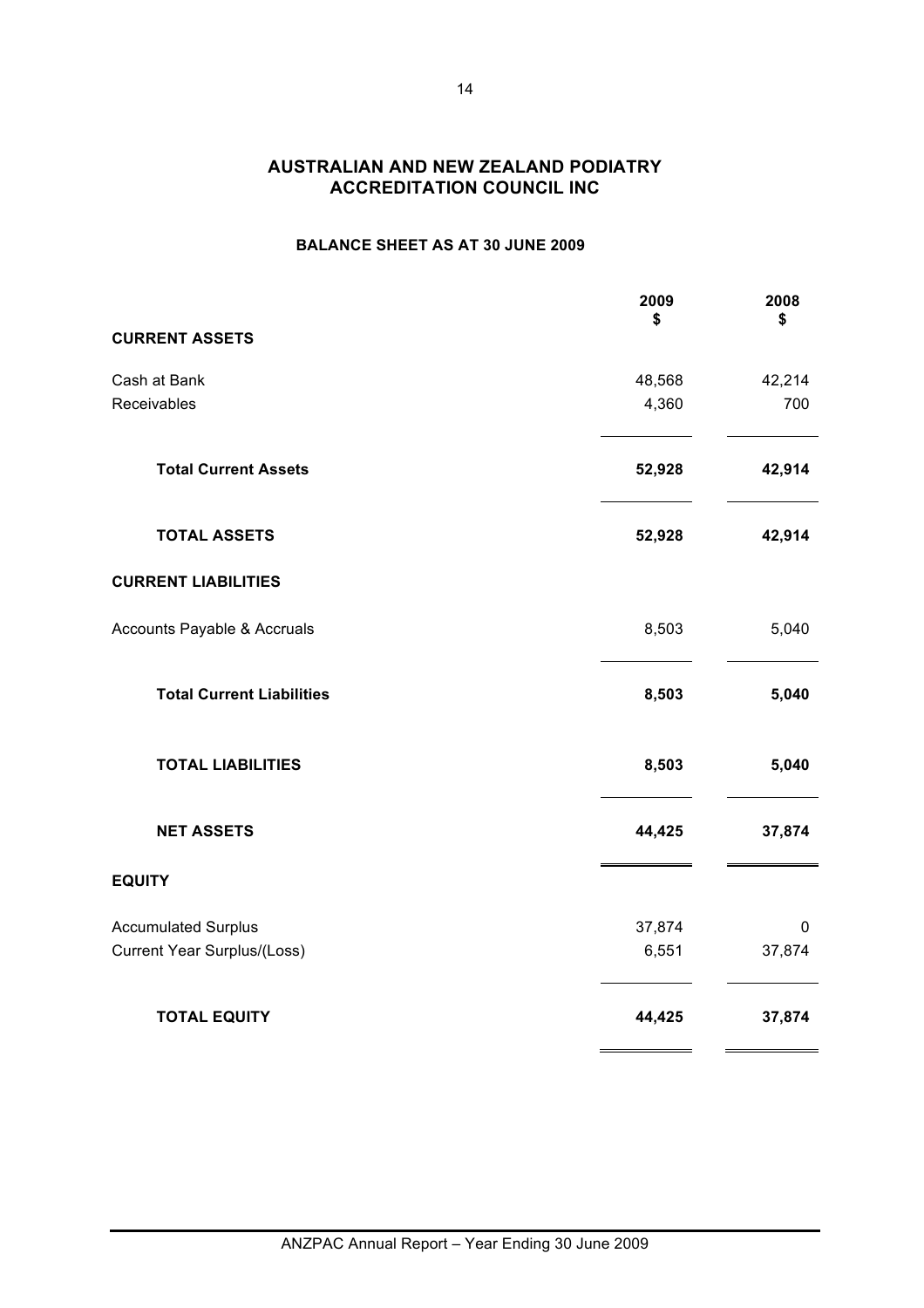# AUSTRALIAN AND NEW ZEALAND PODIATRY ACCREDITATION COUNCIL INC

## BALANCE SHEET AS AT 30 JUNE 2009

| | 2009<br>$ | 2008<br>$ |
|---|---|---|
| **CURRENT ASSETS** | | |
| Cash at Bank | 48,568 | 42,214 |
| Receivables | 4,360 | 700 |
| **Total Current Assets** | **52,928** | **42,914** |
| **TOTAL ASSETS** | **52,928** | **42,914** |
| **CURRENT LIABILITIES** | | |
| Accounts Payable & Accruals | 8,503 | 5,040 |
| **Total Current Liabilities** | **8,503** | **5,040** |
| **TOTAL LIABILITIES** | **8,503** | **5,040** |
| **NET ASSETS** | **44,425** | **37,874** |
| **EQUITY** | | |
| Accumulated Surplus | 37,874 | 0 |
| Current Year Surplus/(Loss) | 6,551 | 37,874 |
| **TOTAL EQUITY** | **44,425** | **37,874** |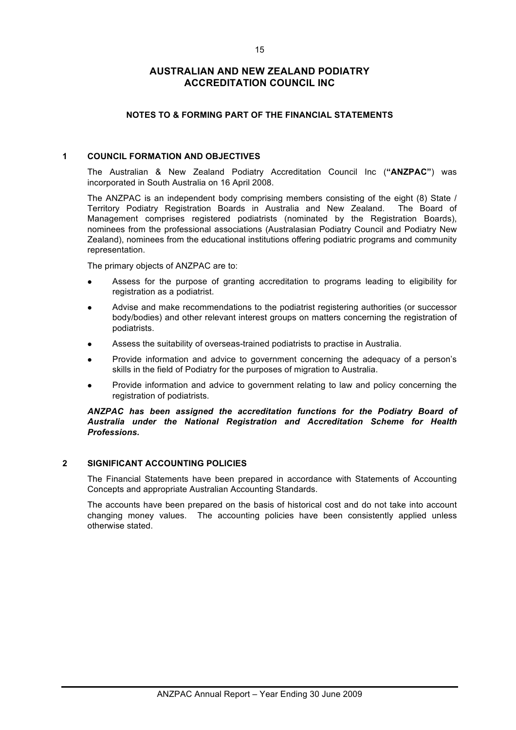# AUSTRALIAN AND NEW ZEALAND PODIATRY ACCREDITATION COUNCIL INC

## NOTES TO & FORMING PART OF THE FINANCIAL STATEMENTS

### 1 COUNCIL FORMATION AND OBJECTIVES

The Australian & New Zealand Podiatry Accreditation Council Inc (**"ANZPAC"**) was incorporated in South Australia on 16 April 2008.

The ANZPAC is an independent body comprising members consisting of the eight (8) State / Territory Podiatry Registration Boards in Australia and New Zealand. The Board of Management comprises registered podiatrists (nominated by the Registration Boards), nominees from the professional associations (Australasian Podiatry Council and Podiatry New Zealand), nominees from the educational institutions offering podiatric programs and community representation.

The primary objects of ANZPAC are to:

- Assess for the purpose of granting accreditation to programs leading to eligibility for registration as a podiatrist.
- Advise and make recommendations to the podiatrist registering authorities (or successor body/bodies) and other relevant interest groups on matters concerning the registration of podiatrists.
- Assess the suitability of overseas-trained podiatrists to practise in Australia.
- Provide information and advice to government concerning the adequacy of a person's skills in the field of Podiatry for the purposes of migration to Australia.
- Provide information and advice to government relating to law and policy concerning the registration of podiatrists.

***ANZPAC has been assigned the accreditation functions for the Podiatry Board of Australia under the National Registration and Accreditation Scheme for Health Professions.***

### 2 SIGNIFICANT ACCOUNTING POLICIES

The Financial Statements have been prepared in accordance with Statements of Accounting Concepts and appropriate Australian Accounting Standards.

The accounts have been prepared on the basis of historical cost and do not take into account changing money values. The accounting policies have been consistently applied unless otherwise stated.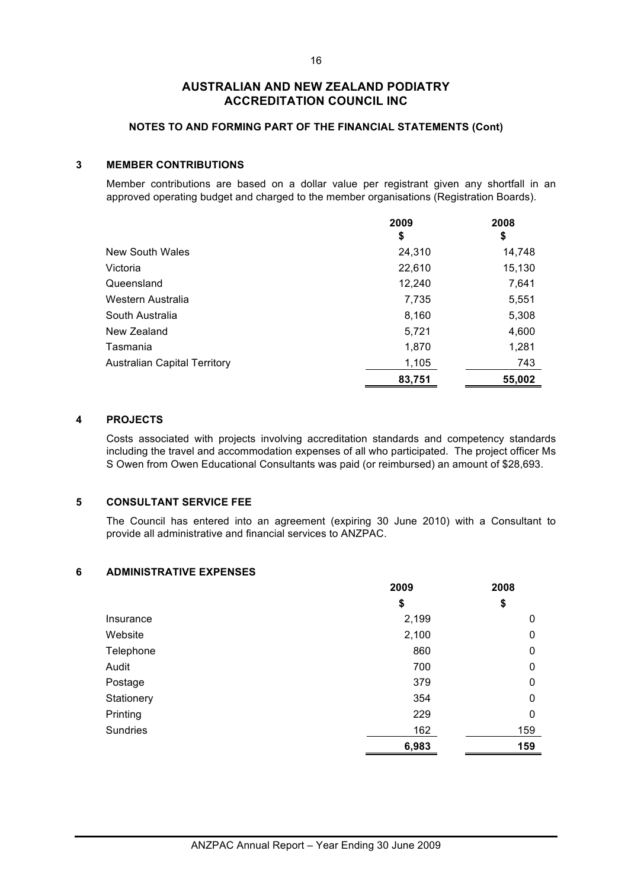# AUSTRALIAN AND NEW ZEALAND PODIATRY ACCREDITATION COUNCIL INC

## NOTES TO AND FORMING PART OF THE FINANCIAL STATEMENTS (Cont)

### 3 MEMBER CONTRIBUTIONS

Member contributions are based on a dollar value per registrant given any shortfall in an approved operating budget and charged to the member organisations (Registration Boards).

| | 2009<br>$ | 2008<br>$ |
|---|---|---|
| New South Wales | 24,310 | 14,748 |
| Victoria | 22,610 | 15,130 |
| Queensland | 12,240 | 7,641 |
| Western Australia | 7,735 | 5,551 |
| South Australia | 8,160 | 5,308 |
| New Zealand | 5,721 | 4,600 |
| Tasmania | 1,870 | 1,281 |
| Australian Capital Territory | 1,105 | 743 |
| | **83,751** | **55,002** |

### 4 PROJECTS

Costs associated with projects involving accreditation standards and competency standards including the travel and accommodation expenses of all who participated. The project officer Ms S Owen from Owen Educational Consultants was paid (or reimbursed) an amount of $28,693.

### 5 CONSULTANT SERVICE FEE

The Council has entered into an agreement (expiring 30 June 2010) with a Consultant to provide all administrative and financial services to ANZPAC.

### 6 ADMINISTRATIVE EXPENSES

| | 2009<br>$ | 2008<br>$ |
|---|---|---|
| Insurance | 2,199 | 0 |
| Website | 2,100 | 0 |
| Telephone | 860 | 0 |
| Audit | 700 | 0 |
| Postage | 379 | 0 |
| Stationery | 354 | 0 |
| Printing | 229 | 0 |
| Sundries | 162 | 159 |
| | **6,983** | **159** |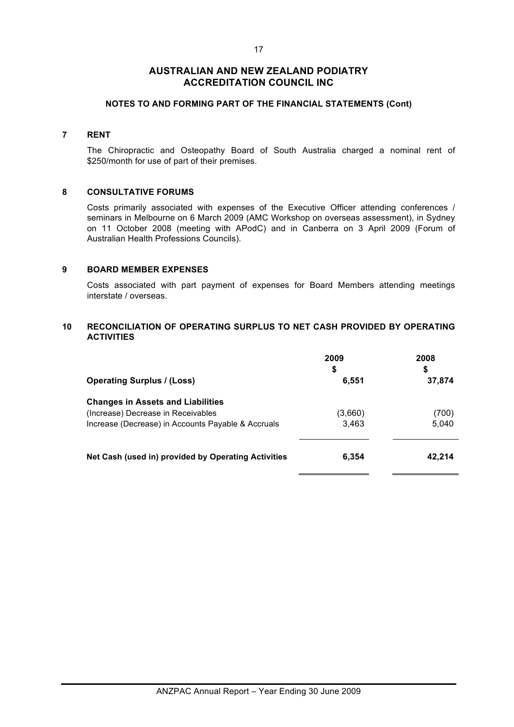# AUSTRALIAN AND NEW ZEALAND PODIATRY ACCREDITATION COUNCIL INC

## NOTES TO AND FORMING PART OF THE FINANCIAL STATEMENTS (Cont)

### 7 RENT

The Chiropractic and Osteopathy Board of South Australia charged a nominal rent of \$250/month for use of part of their premises.

### 8 CONSULTATIVE FORUMS

Costs primarily associated with expenses of the Executive Officer attending conferences / seminars in Melbourne on 6 March 2009 (AMC Workshop on overseas assessment), in Sydney on 11 October 2008 (meeting with APodC) and in Canberra on 3 April 2009 (Forum of Australian Health Professions Councils).

### 9 BOARD MEMBER EXPENSES

Costs associated with part payment of expenses for Board Members attending meetings interstate / overseas.

### 10 RECONCILIATION OF OPERATING SURPLUS TO NET CASH PROVIDED BY OPERATING ACTIVITIES

| | 2009<br>\$ | 2008<br>\$ |
|---|---|---|
| **Operating Surplus / (Loss)** | **6,551** | **37,874** |
| **Changes in Assets and Liabilities** | | |
| (Increase) Decrease in Receivables | (3,660) | (700) |
| Increase (Decrease) in Accounts Payable & Accruals | 3,463 | 5,040 |
| **Net Cash (used in) provided by Operating Activities** | **6,354** | **42,214** |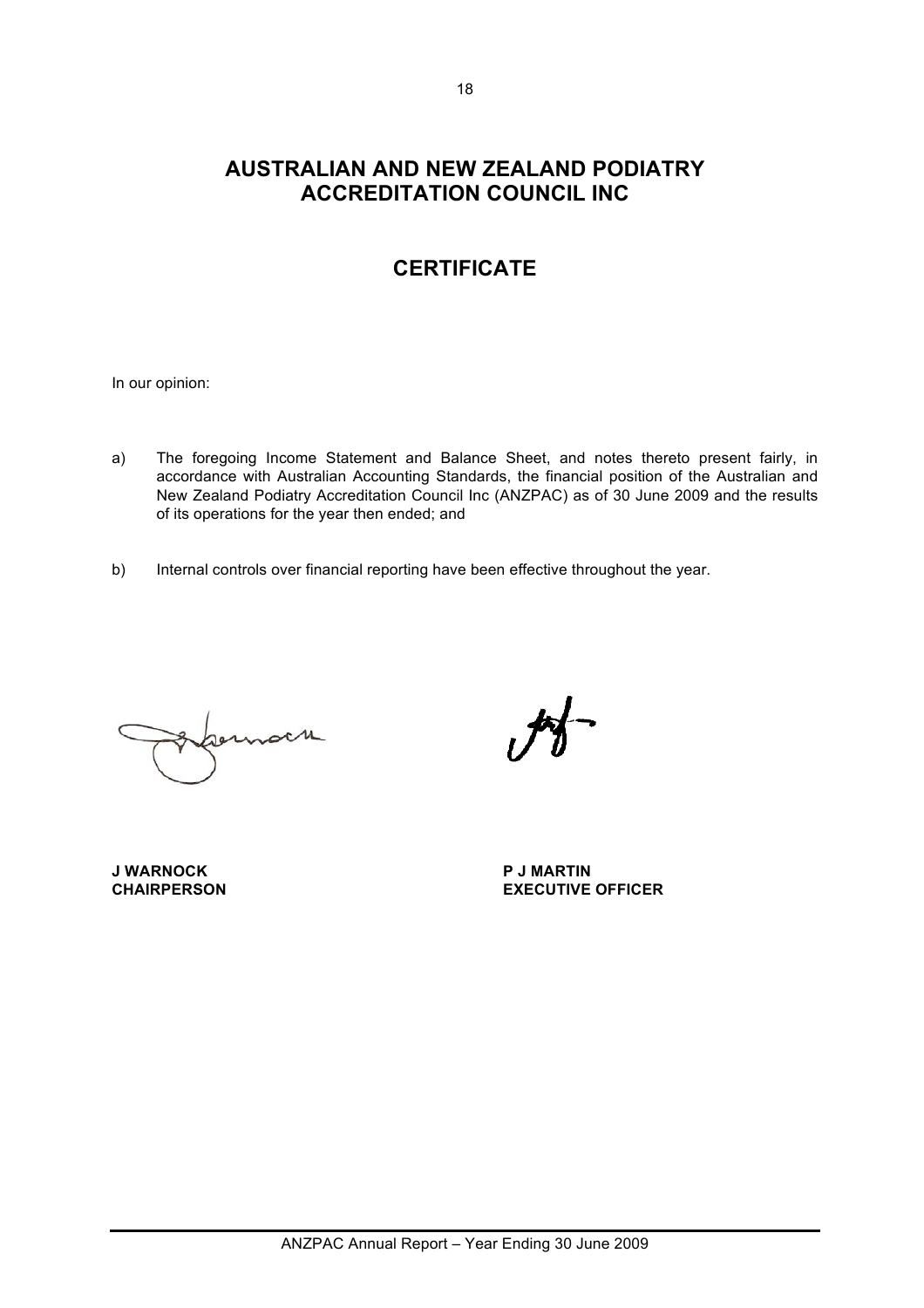# AUSTRALIAN AND NEW ZEALAND PODIATRY ACCREDITATION COUNCIL INC

## CERTIFICATE

In our opinion:

a) The foregoing Income Statement and Balance Sheet, and notes thereto present fairly, in accordance with Australian Accounting Standards, the financial position of the Australian and New Zealand Podiatry Accreditation Council Inc (ANZPAC) as of 30 June 2009 and the results of its operations for the year then ended; and

b) Internal controls over financial reporting have been effective throughout the year.

**J WARNOCK**
**CHAIRPERSON**

**P J MARTIN**
**EXECUTIVE OFFICER**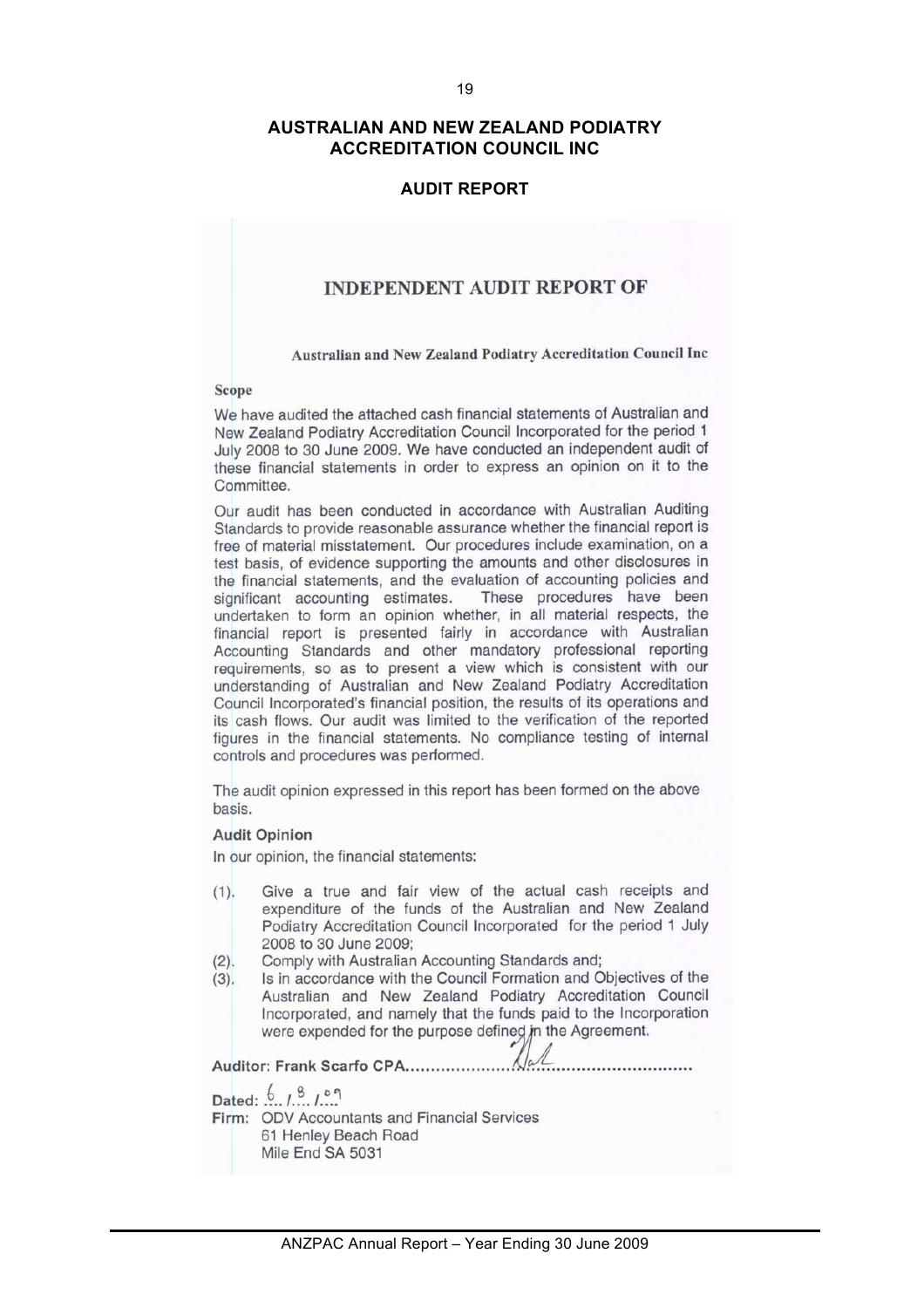# AUSTRALIAN AND NEW ZEALAND PODIATRY ACCREDITATION COUNCIL INC

## AUDIT REPORT

## INDEPENDENT AUDIT REPORT OF

**Australian and New Zealand Podiatry Accreditation Council Inc**

**Scope**

We have audited the attached cash financial statements of Australian and New Zealand Podiatry Accreditation Council Incorporated for the period 1 July 2008 to 30 June 2009. We have conducted an independent audit of these financial statements in order to express an opinion on it to the Committee.

Our audit has been conducted in accordance with Australian Auditing Standards to provide reasonable assurance whether the financial report is free of material misstatement. Our procedures include examination, on a test basis, of evidence supporting the amounts and other disclosures in the financial statements, and the evaluation of accounting policies and significant accounting estimates. These procedures have been undertaken to form an opinion whether, in all material respects, the financial report is presented fairly in accordance with Australian Accounting Standards and other mandatory professional reporting requirements, so as to present a view which is consistent with our understanding of Australian and New Zealand Podiatry Accreditation Council Incorporated's financial position, the results of its operations and its cash flows. Our audit was limited to the verification of the reported figures in the financial statements. No compliance testing of internal controls and procedures was performed.

The audit opinion expressed in this report has been formed on the above basis.

**Audit Opinion**

In our opinion, the financial statements:

(1). Give a true and fair view of the actual cash receipts and expenditure of the funds of the Australian and New Zealand Podiatry Accreditation Council Incorporated for the period 1 July 2008 to 30 June 2009;

(2). Comply with Australian Accounting Standards and;

(3). Is in accordance with the Council Formation and Objectives of the Australian and New Zealand Podiatry Accreditation Council Incorporated, and namely that the funds paid to the Incorporation were expended for the purpose defined in the Agreement.

**Auditor: Frank Scarfo CPA**.......................................................

**Dated:** 6 / 8 / 09

**Firm:** ODV Accountants and Financial Services
61 Henley Beach Road
Mile End SA 5031